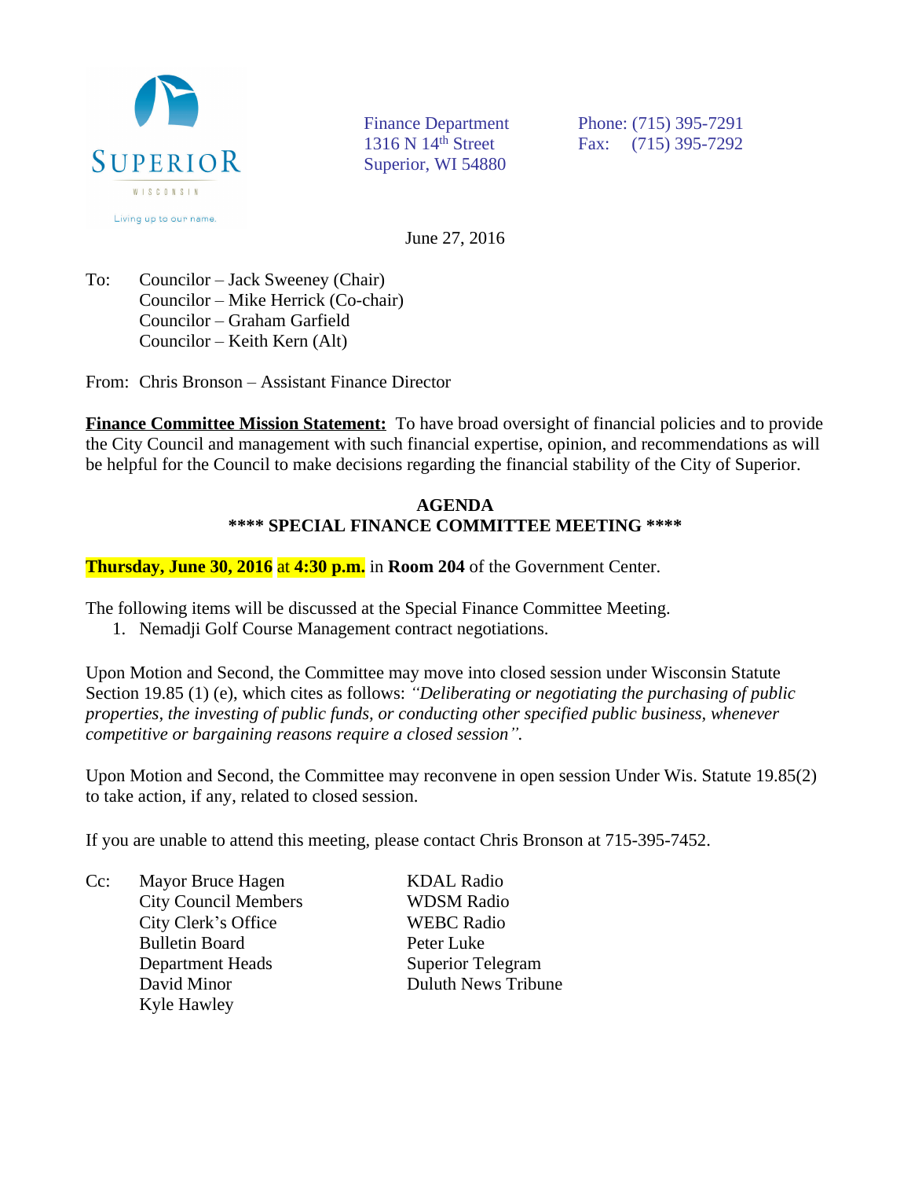SUPERIOR
WISCONSIN
Living up to our name.

Finance Department
1316 N 14th Street
Superior, WI 54880

Phone: (715) 395-7291
Fax: (715) 395-7292

June 27, 2016

To: Councilor – Jack Sweeney (Chair)
Councilor – Mike Herrick (Co-chair)
Councilor – Graham Garfield
Councilor – Keith Kern (Alt)

From: Chris Bronson – Assistant Finance Director

**Finance Committee Mission Statement:** To have broad oversight of financial policies and to provide the City Council and management with such financial expertise, opinion, and recommendations as will be helpful for the Council to make decisions regarding the financial stability of the City of Superior.

**AGENDA**
**\*\*\*\* SPECIAL FINANCE COMMITTEE MEETING \*\*\*\***

**Thursday, June 30, 2016** at **4:30 p.m.** in **Room 204** of the Government Center.

The following items will be discussed at the Special Finance Committee Meeting.

1. Nemadji Golf Course Management contract negotiations.

Upon Motion and Second, the Committee may move into closed session under Wisconsin Statute Section 19.85 (1) (e), which cites as follows: *"Deliberating or negotiating the purchasing of public properties, the investing of public funds, or conducting other specified public business, whenever competitive or bargaining reasons require a closed session".*

Upon Motion and Second, the Committee may reconvene in open session Under Wis. Statute 19.85(2) to take action, if any, related to closed session.

If you are unable to attend this meeting, please contact Chris Bronson at 715-395-7452.

Cc: Mayor Bruce Hagen
City Council Members
City Clerk's Office
Bulletin Board
Department Heads
David Minor
Kyle Hawley
KDAL Radio
WDSM Radio
WEBC Radio
Peter Luke
Superior Telegram
Duluth News Tribune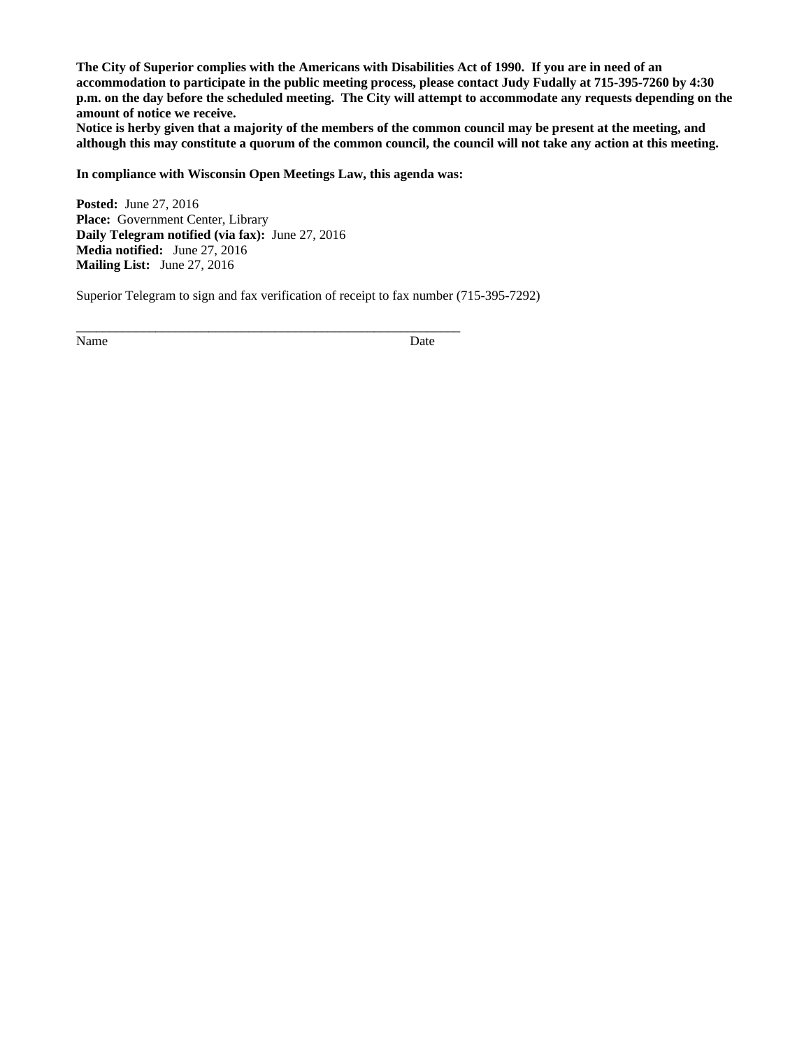**The City of Superior complies with the Americans with Disabilities Act of 1990. If you are in need of an accommodation to participate in the public meeting process, please contact Judy Fudally at 715-395-7260 by 4:30 p.m. on the day before the scheduled meeting. The City will attempt to accommodate any requests depending on the amount of notice we receive.**
**Notice is herby given that a majority of the members of the common council may be present at the meeting, and although this may constitute a quorum of the common council, the council will not take any action at this meeting.**

**In compliance with Wisconsin Open Meetings Law, this agenda was:**

**Posted:** June 27, 2016
**Place:** Government Center, Library
**Daily Telegram notified (via fax):** June 27, 2016
**Media notified:** June 27, 2016
**Mailing List:** June 27, 2016

Superior Telegram to sign and fax verification of receipt to fax number (715-395-7292)

_______________________________________________________________
Name Date